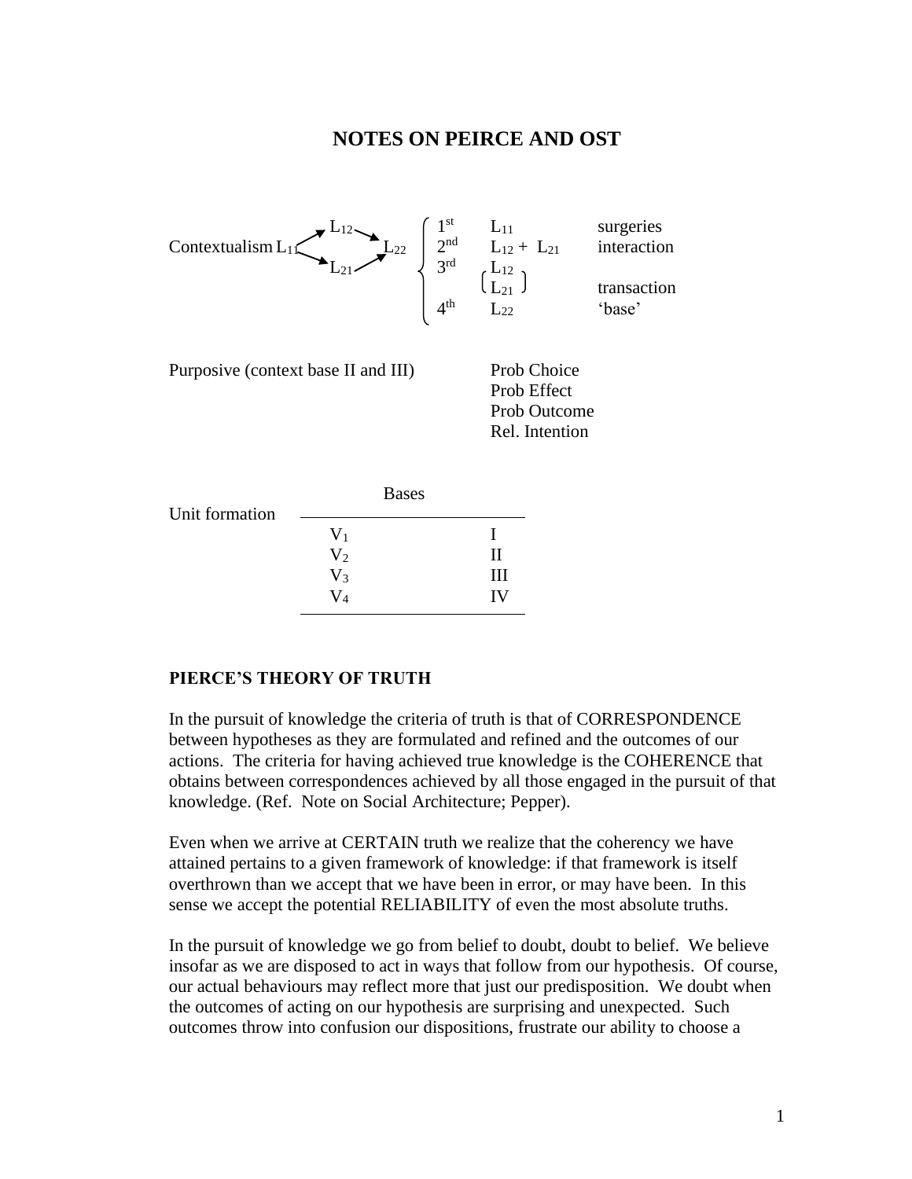# NOTES ON PEIRCE AND OST

Contextualism $L_{11}$ → $L_{12}$ → $L_{22}$; $L_{11}$ → $L_{21}$ → $L_{22}$

| | | |
|---|---|---|
| 1st | $L_{11}$ | surgeries |
| 2nd | $L_{12}$ + $L_{21}$ | interaction |
| 3rd | ( $L_{12}$ / $L_{21}$ ) | transaction |
| 4th | $L_{22}$ | 'base' |

Purposive (context base II and III)

- Prob Choice
- Prob Effect
- Prob Outcome
- Rel. Intention

Unit formation

| | Bases |
|---|---|
| $V_1$ | I |
| $V_2$ | II |
| $V_3$ | III |
| $V_4$ | IV |

## PIERCE'S THEORY OF TRUTH

In the pursuit of knowledge the criteria of truth is that of CORRESPONDENCE between hypotheses as they are formulated and refined and the outcomes of our actions. The criteria for having achieved true knowledge is the COHERENCE that obtains between correspondences achieved by all those engaged in the pursuit of that knowledge. (Ref. Note on Social Architecture; Pepper).

Even when we arrive at CERTAIN truth we realize that the coherency we have attained pertains to a given framework of knowledge: if that framework is itself overthrown than we accept that we have been in error, or may have been. In this sense we accept the potential RELIABILITY of even the most absolute truths.

In the pursuit of knowledge we go from belief to doubt, doubt to belief. We believe insofar as we are disposed to act in ways that follow from our hypothesis. Of course, our actual behaviours may reflect more that just our predisposition. We doubt when the outcomes of acting on our hypothesis are surprising and unexpected. Such outcomes throw into confusion our dispositions, frustrate our ability to choose a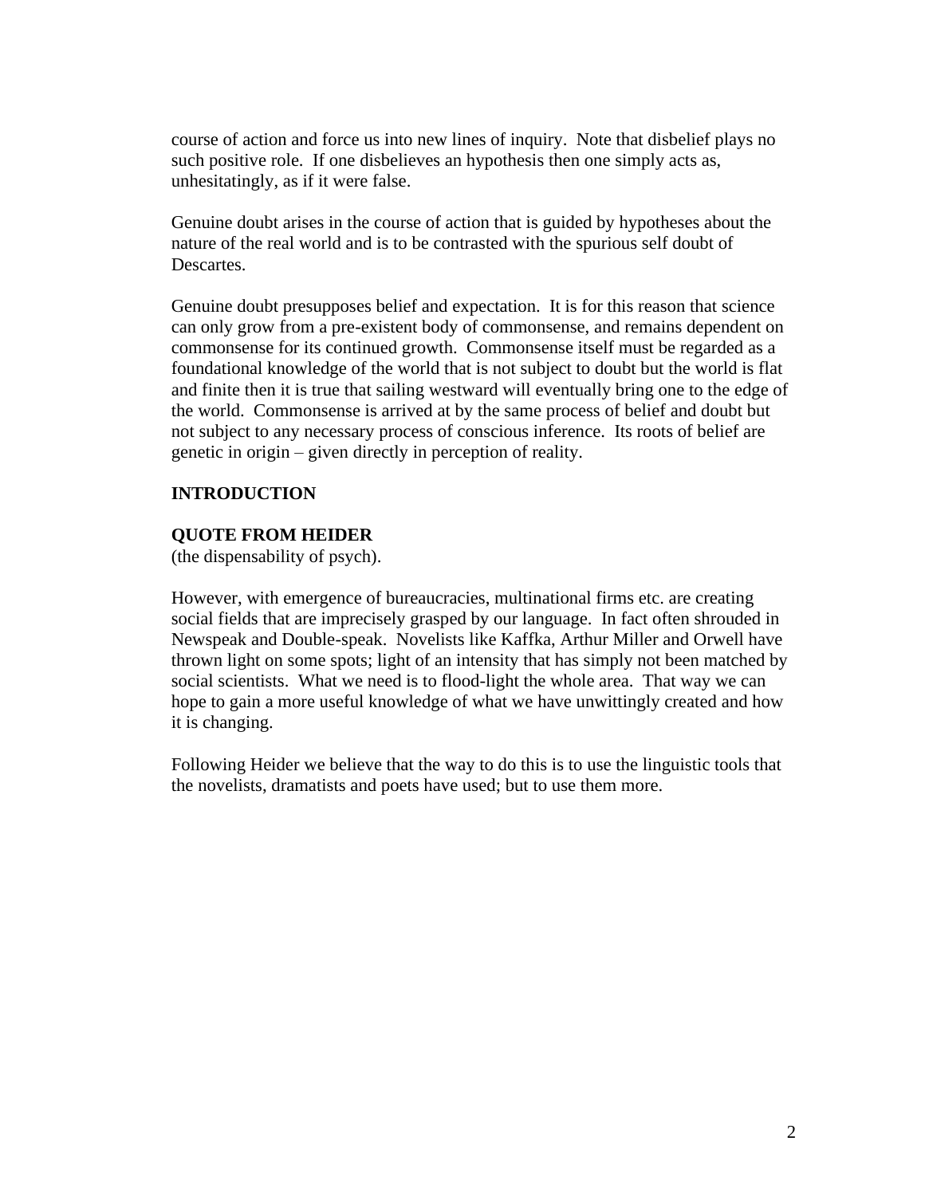course of action and force us into new lines of inquiry. Note that disbelief plays no such positive role. If one disbelieves an hypothesis then one simply acts as, unhesitatingly, as if it were false.

Genuine doubt arises in the course of action that is guided by hypotheses about the nature of the real world and is to be contrasted with the spurious self doubt of Descartes.

Genuine doubt presupposes belief and expectation. It is for this reason that science can only grow from a pre-existent body of commonsense, and remains dependent on commonsense for its continued growth. Commonsense itself must be regarded as a foundational knowledge of the world that is not subject to doubt but the world is flat and finite then it is true that sailing westward will eventually bring one to the edge of the world. Commonsense is arrived at by the same process of belief and doubt but not subject to any necessary process of conscious inference. Its roots of belief are genetic in origin – given directly in perception of reality.

**INTRODUCTION**

**QUOTE FROM HEIDER**
(the dispensability of psych).

However, with emergence of bureaucracies, multinational firms etc. are creating social fields that are imprecisely grasped by our language. In fact often shrouded in Newspeak and Double-speak. Novelists like Kaffka, Arthur Miller and Orwell have thrown light on some spots; light of an intensity that has simply not been matched by social scientists. What we need is to flood-light the whole area. That way we can hope to gain a more useful knowledge of what we have unwittingly created and how it is changing.

Following Heider we believe that the way to do this is to use the linguistic tools that the novelists, dramatists and poets have used; but to use them more.